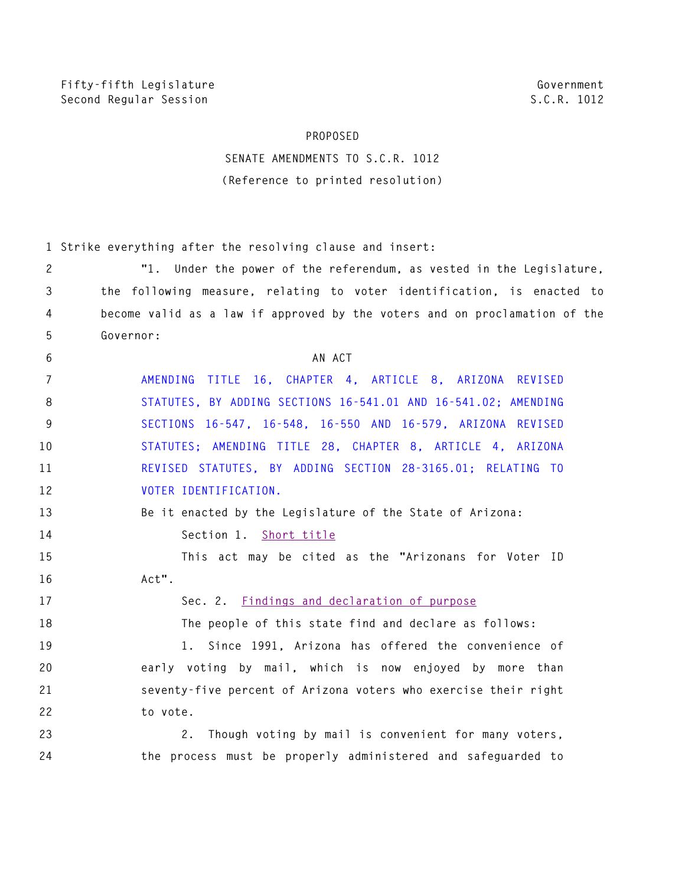Fifty-fifth Legislature
Second Regular Session

Government
S.C.R. 1012

PROPOSED

SENATE AMENDMENTS TO S.C.R. 1012

(Reference to printed resolution)

Strike everything after the resolving clause and insert:

"1. Under the power of the referendum, as vested in the Legislature, the following measure, relating to voter identification, is enacted to become valid as a law if approved by the voters and on proclamation of the Governor:

AN ACT

AMENDING TITLE 16, CHAPTER 4, ARTICLE 8, ARIZONA REVISED STATUTES, BY ADDING SECTIONS 16-541.01 AND 16-541.02; AMENDING SECTIONS 16-547, 16-548, 16-550 AND 16-579, ARIZONA REVISED STATUTES; AMENDING TITLE 28, CHAPTER 8, ARTICLE 4, ARIZONA REVISED STATUTES, BY ADDING SECTION 28-3165.01; RELATING TO VOTER IDENTIFICATION.

Be it enacted by the Legislature of the State of Arizona:

Section 1. Short title

This act may be cited as the "Arizonans for Voter ID Act".

Sec. 2. Findings and declaration of purpose

The people of this state find and declare as follows:

1. Since 1991, Arizona has offered the convenience of early voting by mail, which is now enjoyed by more than seventy-five percent of Arizona voters who exercise their right to vote.

2. Though voting by mail is convenient for many voters, the process must be properly administered and safeguarded to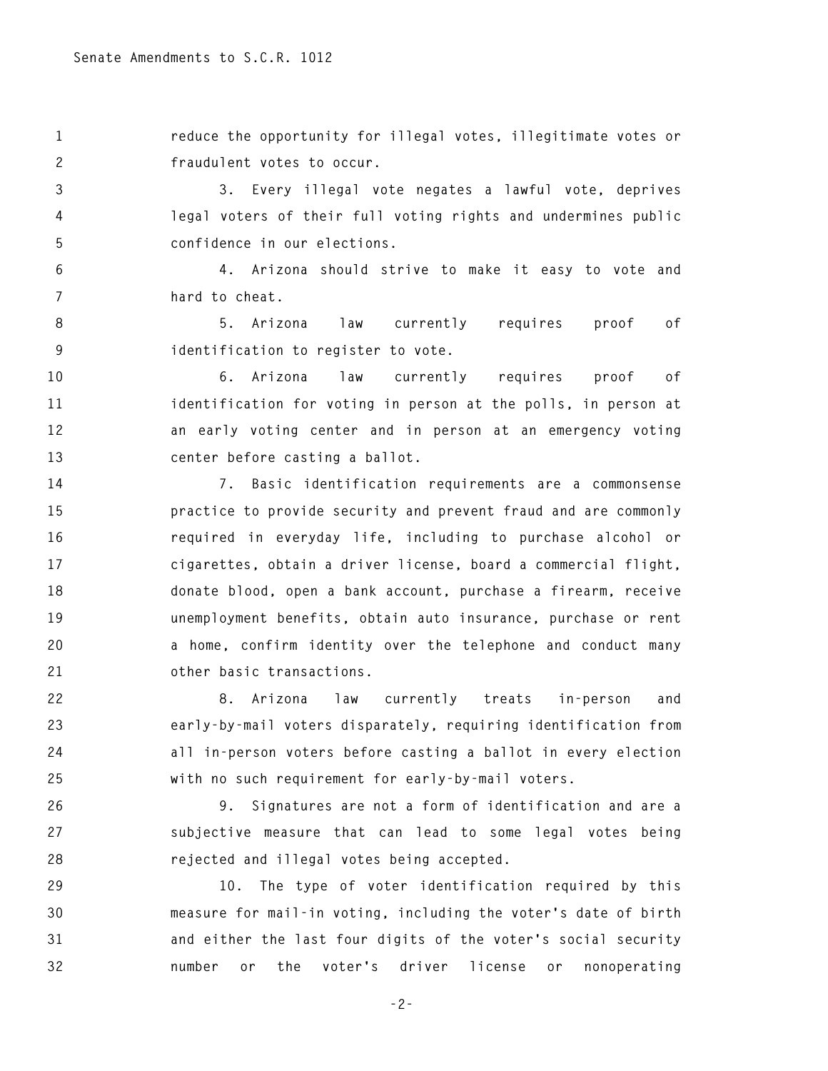reduce the opportunity for illegal votes, illegitimate votes or fraudulent votes to occur.

3. Every illegal vote negates a lawful vote, deprives legal voters of their full voting rights and undermines public confidence in our elections.

4. Arizona should strive to make it easy to vote and hard to cheat.

5. Arizona law currently requires proof of identification to register to vote.

6. Arizona law currently requires proof of identification for voting in person at the polls, in person at an early voting center and in person at an emergency voting center before casting a ballot.

7. Basic identification requirements are a commonsense practice to provide security and prevent fraud and are commonly required in everyday life, including to purchase alcohol or cigarettes, obtain a driver license, board a commercial flight, donate blood, open a bank account, purchase a firearm, receive unemployment benefits, obtain auto insurance, purchase or rent a home, confirm identity over the telephone and conduct many other basic transactions.

8. Arizona law currently treats in-person and early-by-mail voters disparately, requiring identification from all in-person voters before casting a ballot in every election with no such requirement for early-by-mail voters.

9. Signatures are not a form of identification and are a subjective measure that can lead to some legal votes being rejected and illegal votes being accepted.

10. The type of voter identification required by this measure for mail-in voting, including the voter's date of birth and either the last four digits of the voter's social security number or the voter's driver license or nonoperating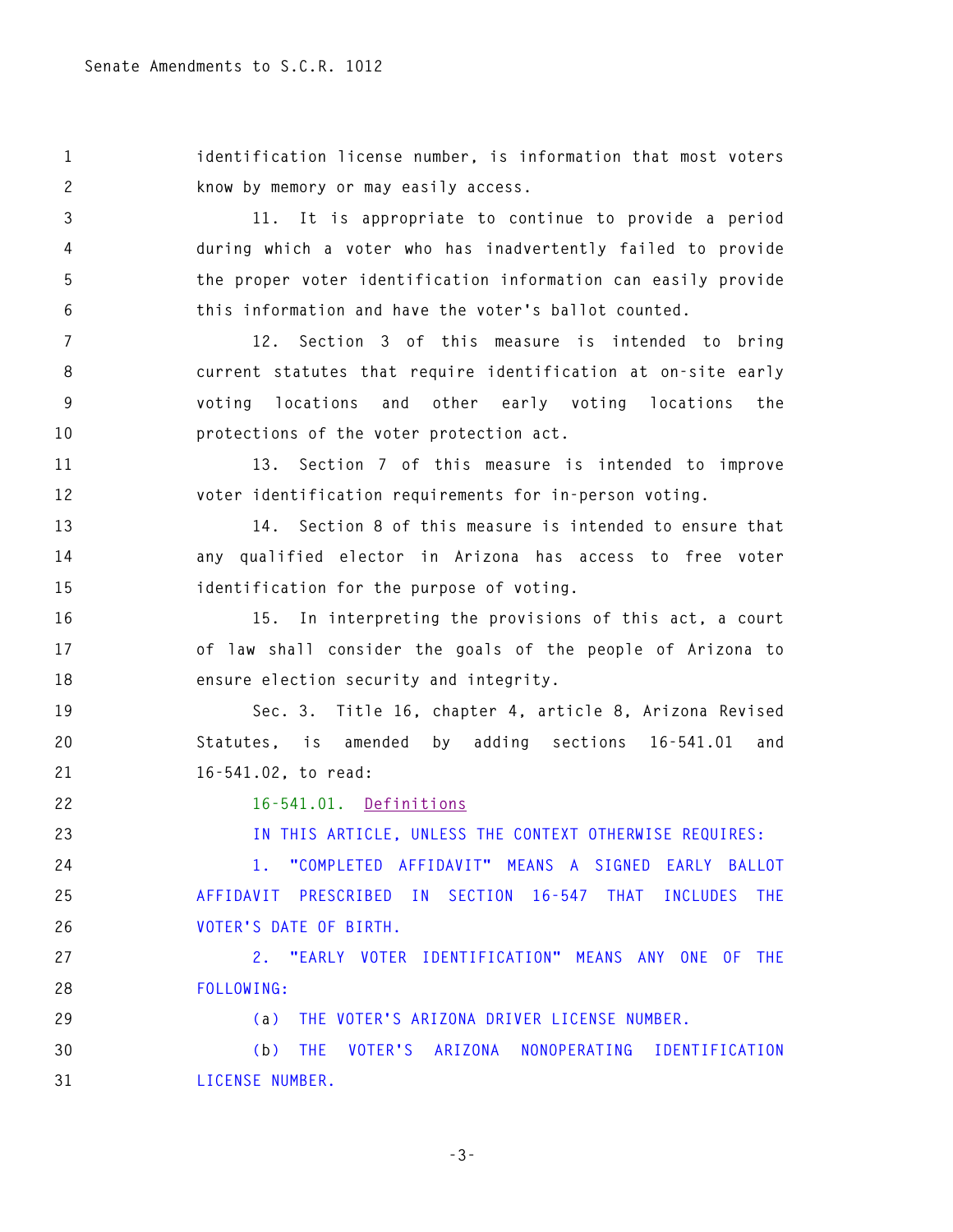identification license number, is information that most voters know by memory or may easily access.

11. It is appropriate to continue to provide a period during which a voter who has inadvertently failed to provide the proper voter identification information can easily provide this information and have the voter's ballot counted.

12. Section 3 of this measure is intended to bring current statutes that require identification at on-site early voting locations and other early voting locations the protections of the voter protection act.

13. Section 7 of this measure is intended to improve voter identification requirements for in-person voting.

14. Section 8 of this measure is intended to ensure that any qualified elector in Arizona has access to free voter identification for the purpose of voting.

15. In interpreting the provisions of this act, a court of law shall consider the goals of the people of Arizona to ensure election security and integrity.

Sec. 3. Title 16, chapter 4, article 8, Arizona Revised Statutes, is amended by adding sections 16-541.01 and 16-541.02, to read:

16-541.01. Definitions

IN THIS ARTICLE, UNLESS THE CONTEXT OTHERWISE REQUIRES:

1. "COMPLETED AFFIDAVIT" MEANS A SIGNED EARLY BALLOT AFFIDAVIT PRESCRIBED IN SECTION 16-547 THAT INCLUDES THE VOTER'S DATE OF BIRTH.

2. "EARLY VOTER IDENTIFICATION" MEANS ANY ONE OF THE FOLLOWING:

(a) THE VOTER'S ARIZONA DRIVER LICENSE NUMBER.

(b) THE VOTER'S ARIZONA NONOPERATING IDENTIFICATION LICENSE NUMBER.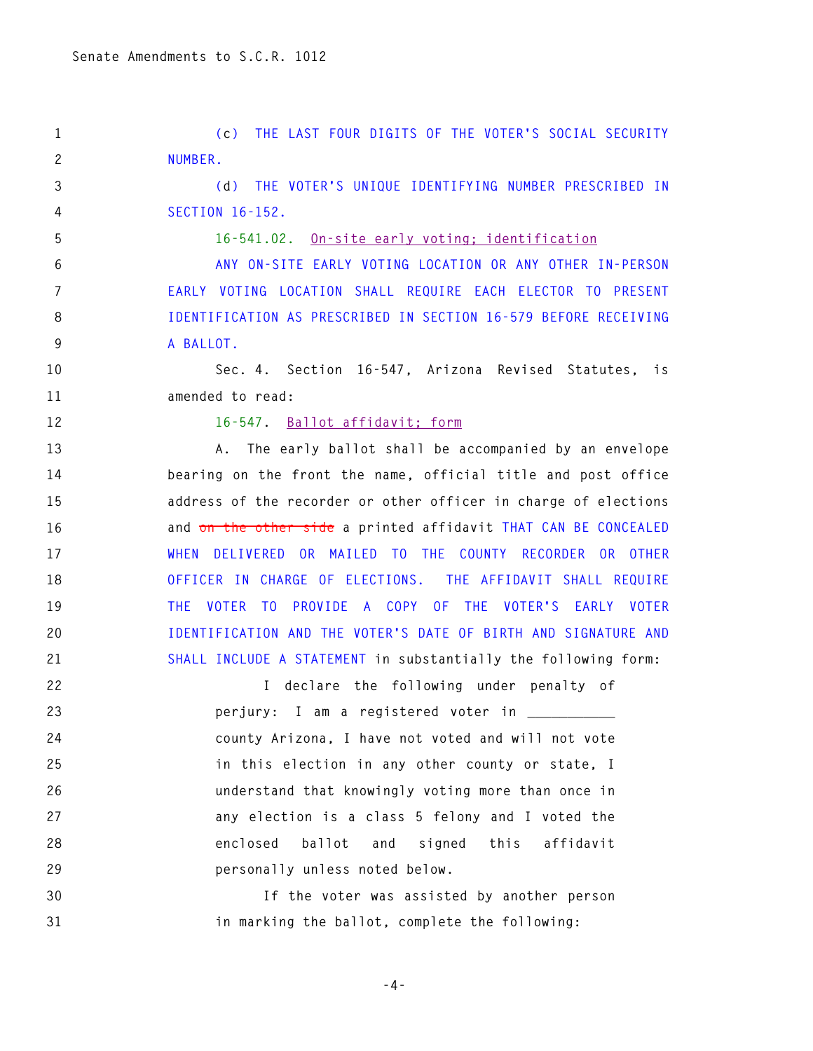(c) THE LAST FOUR DIGITS OF THE VOTER'S SOCIAL SECURITY NUMBER.

(d) THE VOTER'S UNIQUE IDENTIFYING NUMBER PRESCRIBED IN SECTION 16-152.

16-541.02. On-site early voting; identification

ANY ON-SITE EARLY VOTING LOCATION OR ANY OTHER IN-PERSON EARLY VOTING LOCATION SHALL REQUIRE EACH ELECTOR TO PRESENT IDENTIFICATION AS PRESCRIBED IN SECTION 16-579 BEFORE RECEIVING A BALLOT.

Sec. 4. Section 16-547, Arizona Revised Statutes, is amended to read:

16-547. Ballot affidavit; form

A. The early ballot shall be accompanied by an envelope bearing on the front the name, official title and post office address of the recorder or other officer in charge of elections and ~~on the other side~~ a printed affidavit THAT CAN BE CONCEALED WHEN DELIVERED OR MAILED TO THE COUNTY RECORDER OR OTHER OFFICER IN CHARGE OF ELECTIONS. THE AFFIDAVIT SHALL REQUIRE THE VOTER TO PROVIDE A COPY OF THE VOTER'S EARLY VOTER IDENTIFICATION AND THE VOTER'S DATE OF BIRTH AND SIGNATURE AND SHALL INCLUDE A STATEMENT in substantially the following form:

I declare the following under penalty of perjury: I am a registered voter in ___________ county Arizona, I have not voted and will not vote in this election in any other county or state, I understand that knowingly voting more than once in any election is a class 5 felony and I voted the enclosed ballot and signed this affidavit personally unless noted below.

If the voter was assisted by another person in marking the ballot, complete the following: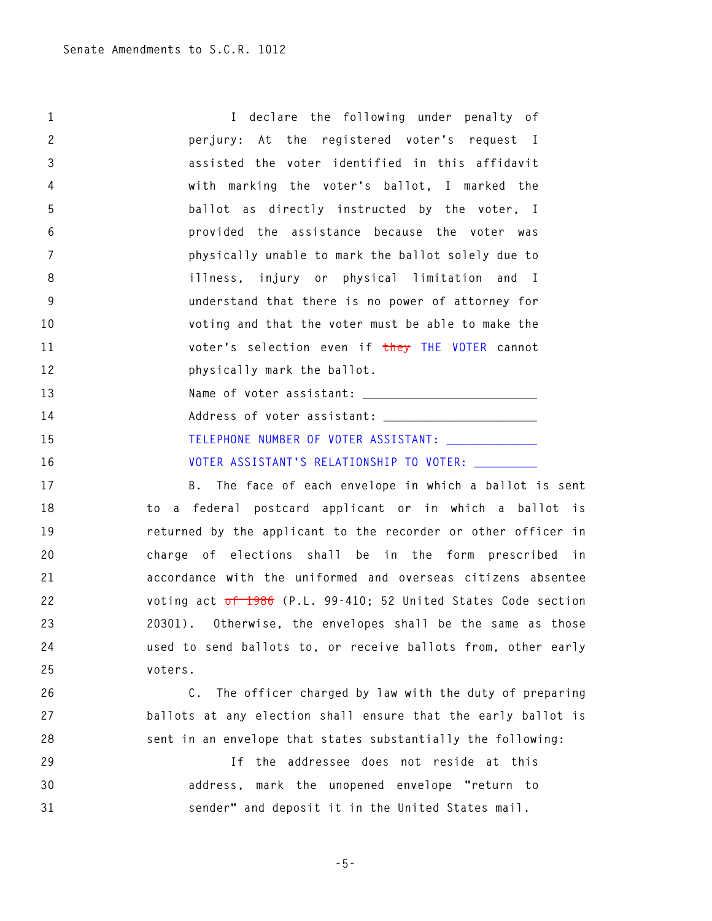I declare the following under penalty of perjury: At the registered voter's request I assisted the voter identified in this affidavit with marking the voter's ballot, I marked the ballot as directly instructed by the voter, I provided the assistance because the voter was physically unable to mark the ballot solely due to illness, injury or physical limitation and I understand that there is no power of attorney for voting and that the voter must be able to make the voter's selection even if ~~they~~ THE VOTER cannot physically mark the ballot.

Name of voter assistant: ________________________

Address of voter assistant: _____________________

TELEPHONE NUMBER OF VOTER ASSISTANT: ____________

VOTER ASSISTANT'S RELATIONSHIP TO VOTER: _________

B. The face of each envelope in which a ballot is sent to a federal postcard applicant or in which a ballot is returned by the applicant to the recorder or other officer in charge of elections shall be in the form prescribed in accordance with the uniformed and overseas citizens absentee voting act ~~of 1986~~ (P.L. 99-410; 52 United States Code section 20301). Otherwise, the envelopes shall be the same as those used to send ballots to, or receive ballots from, other early voters.

C. The officer charged by law with the duty of preparing ballots at any election shall ensure that the early ballot is sent in an envelope that states substantially the following:

If the addressee does not reside at this address, mark the unopened envelope "return to sender" and deposit it in the United States mail.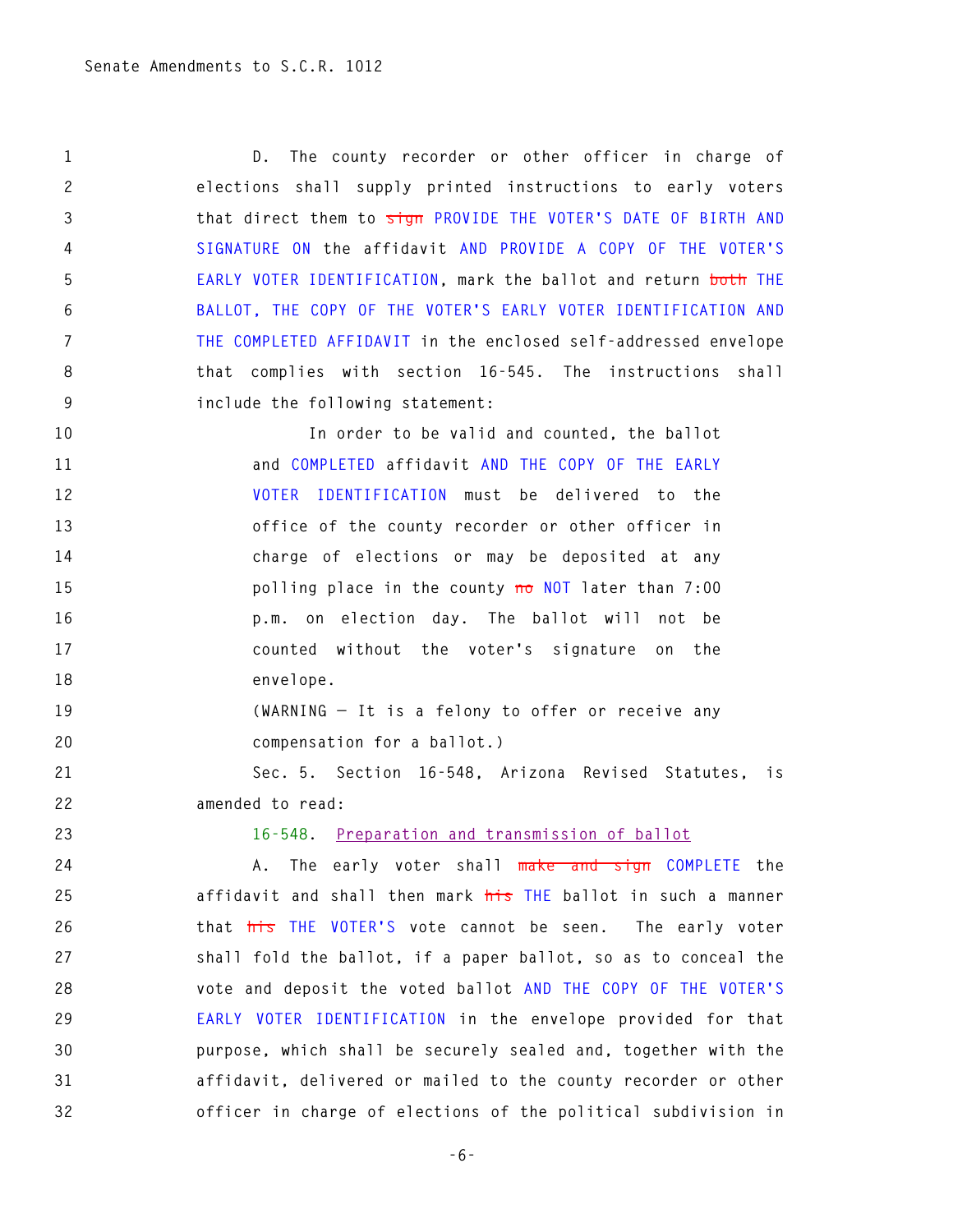D. The county recorder or other officer in charge of elections shall supply printed instructions to early voters that direct them to ~~sign~~ PROVIDE THE VOTER'S DATE OF BIRTH AND SIGNATURE ON the affidavit AND PROVIDE A COPY OF THE VOTER'S EARLY VOTER IDENTIFICATION, mark the ballot and return ~~both~~ THE BALLOT, THE COPY OF THE VOTER'S EARLY VOTER IDENTIFICATION AND THE COMPLETED AFFIDAVIT in the enclosed self-addressed envelope that complies with section 16-545. The instructions shall include the following statement:

> In order to be valid and counted, the ballot and COMPLETED affidavit AND THE COPY OF THE EARLY VOTER IDENTIFICATION must be delivered to the office of the county recorder or other officer in charge of elections or may be deposited at any polling place in the county ~~no~~ NOT later than 7:00 p.m. on election day. The ballot will not be counted without the voter's signature on the envelope.
>
> (WARNING — It is a felony to offer or receive any compensation for a ballot.)

Sec. 5. Section 16-548, Arizona Revised Statutes, is amended to read:

16-548. Preparation and transmission of ballot

A. The early voter shall ~~make and sign~~ COMPLETE the affidavit and shall then mark ~~his~~ THE ballot in such a manner that ~~his~~ THE VOTER'S vote cannot be seen. The early voter shall fold the ballot, if a paper ballot, so as to conceal the vote and deposit the voted ballot AND THE COPY OF THE VOTER'S EARLY VOTER IDENTIFICATION in the envelope provided for that purpose, which shall be securely sealed and, together with the affidavit, delivered or mailed to the county recorder or other officer in charge of elections of the political subdivision in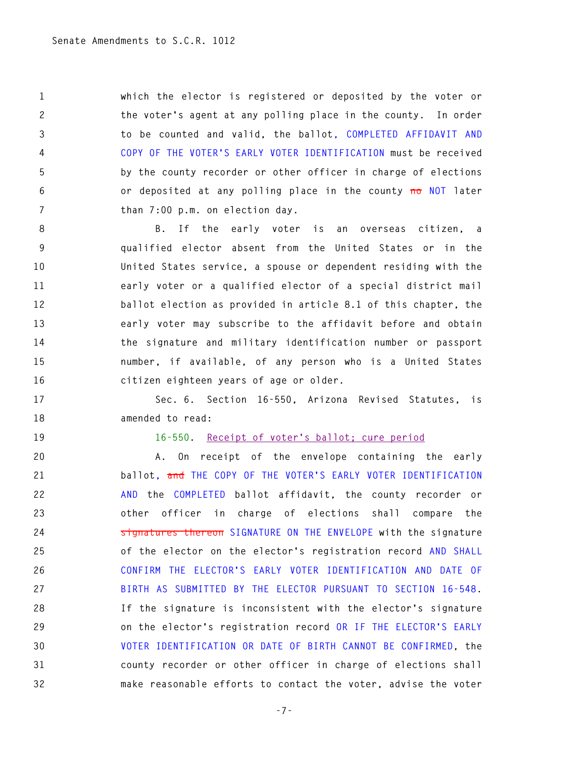which the elector is registered or deposited by the voter or the voter's agent at any polling place in the county. In order to be counted and valid, the ballot, COMPLETED AFFIDAVIT AND COPY OF THE VOTER'S EARLY VOTER IDENTIFICATION must be received by the county recorder or other officer in charge of elections or deposited at any polling place in the county ~~no~~ NOT later than 7:00 p.m. on election day.

B. If the early voter is an overseas citizen, a qualified elector absent from the United States or in the United States service, a spouse or dependent residing with the early voter or a qualified elector of a special district mail ballot election as provided in article 8.1 of this chapter, the early voter may subscribe to the affidavit before and obtain the signature and military identification number or passport number, if available, of any person who is a United States citizen eighteen years of age or older.

Sec. 6. Section 16-550, Arizona Revised Statutes, is amended to read:

16-550. Receipt of voter's ballot; cure period

A. On receipt of the envelope containing the early ballot, ~~and~~ THE COPY OF THE VOTER'S EARLY VOTER IDENTIFICATION AND the COMPLETED ballot affidavit, the county recorder or other officer in charge of elections shall compare the ~~signatures thereon~~ SIGNATURE ON THE ENVELOPE with the signature of the elector on the elector's registration record AND SHALL CONFIRM THE ELECTOR'S EARLY VOTER IDENTIFICATION AND DATE OF BIRTH AS SUBMITTED BY THE ELECTOR PURSUANT TO SECTION 16-548. If the signature is inconsistent with the elector's signature on the elector's registration record OR IF THE ELECTOR'S EARLY VOTER IDENTIFICATION OR DATE OF BIRTH CANNOT BE CONFIRMED, the county recorder or other officer in charge of elections shall make reasonable efforts to contact the voter, advise the voter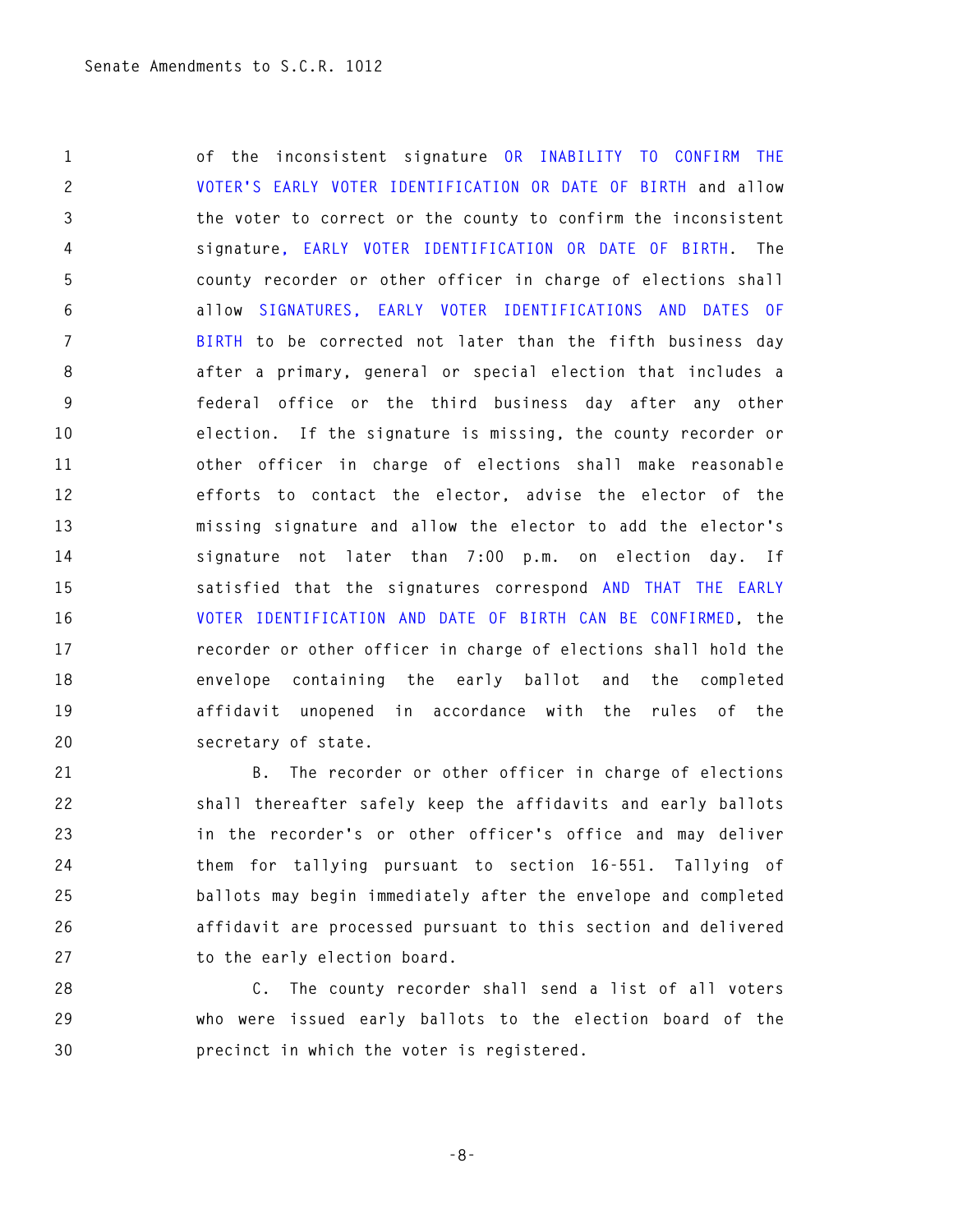of the inconsistent signature OR INABILITY TO CONFIRM THE VOTER'S EARLY VOTER IDENTIFICATION OR DATE OF BIRTH and allow the voter to correct or the county to confirm the inconsistent signature, EARLY VOTER IDENTIFICATION OR DATE OF BIRTH. The county recorder or other officer in charge of elections shall allow SIGNATURES, EARLY VOTER IDENTIFICATIONS AND DATES OF BIRTH to be corrected not later than the fifth business day after a primary, general or special election that includes a federal office or the third business day after any other election. If the signature is missing, the county recorder or other officer in charge of elections shall make reasonable efforts to contact the elector, advise the elector of the missing signature and allow the elector to add the elector's signature not later than 7:00 p.m. on election day. If satisfied that the signatures correspond AND THAT THE EARLY VOTER IDENTIFICATION AND DATE OF BIRTH CAN BE CONFIRMED, the recorder or other officer in charge of elections shall hold the envelope containing the early ballot and the completed affidavit unopened in accordance with the rules of the secretary of state.

B. The recorder or other officer in charge of elections shall thereafter safely keep the affidavits and early ballots in the recorder's or other officer's office and may deliver them for tallying pursuant to section 16-551. Tallying of ballots may begin immediately after the envelope and completed affidavit are processed pursuant to this section and delivered to the early election board.

C. The county recorder shall send a list of all voters who were issued early ballots to the election board of the precinct in which the voter is registered.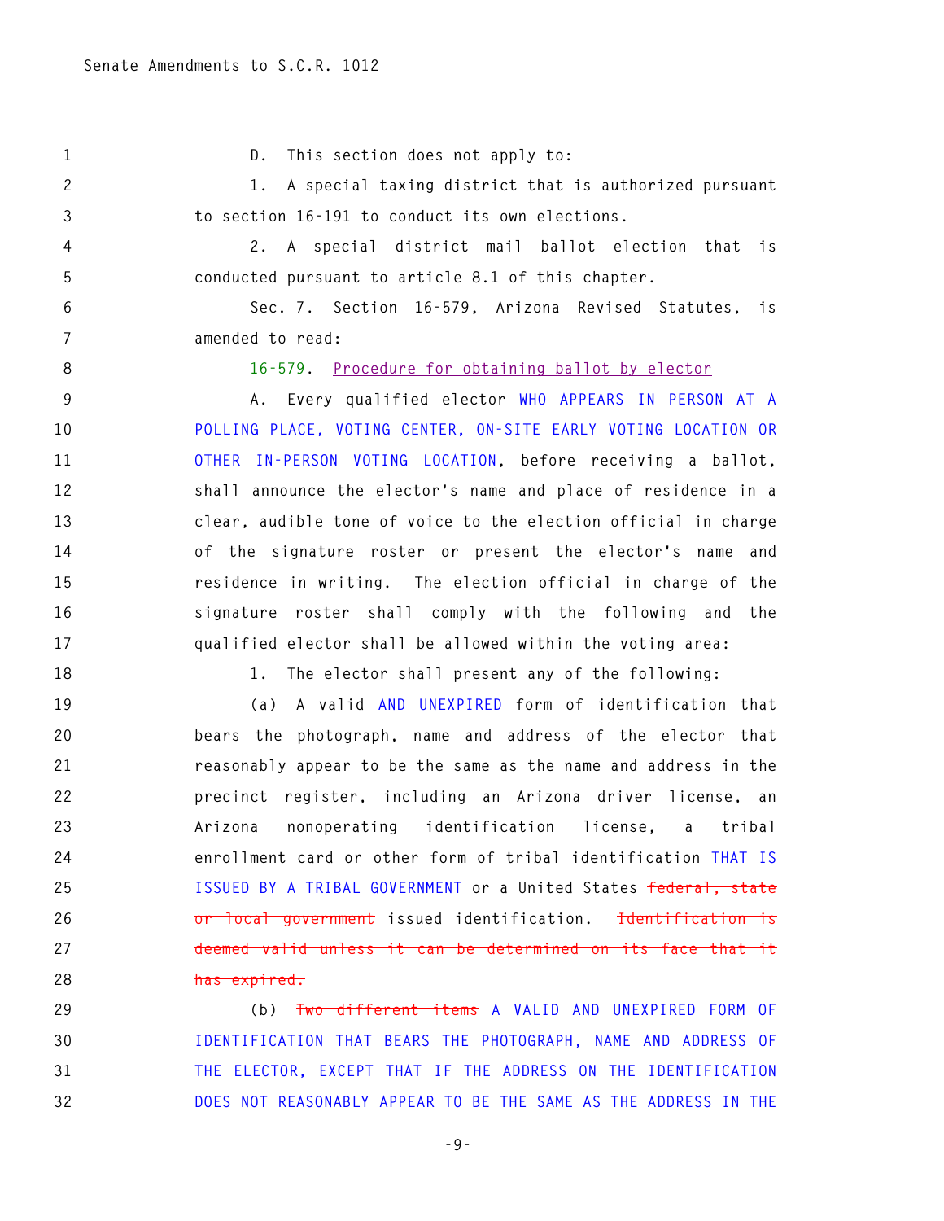D. This section does not apply to:

1. A special taxing district that is authorized pursuant to section 16-191 to conduct its own elections.

2. A special district mail ballot election that is conducted pursuant to article 8.1 of this chapter.

Sec. 7. Section 16-579, Arizona Revised Statutes, is amended to read:

16-579. Procedure for obtaining ballot by elector

A. Every qualified elector WHO APPEARS IN PERSON AT A POLLING PLACE, VOTING CENTER, ON-SITE EARLY VOTING LOCATION OR OTHER IN-PERSON VOTING LOCATION, before receiving a ballot, shall announce the elector's name and place of residence in a clear, audible tone of voice to the election official in charge of the signature roster or present the elector's name and residence in writing. The election official in charge of the signature roster shall comply with the following and the qualified elector shall be allowed within the voting area:

1. The elector shall present any of the following:

(a) A valid AND UNEXPIRED form of identification that bears the photograph, name and address of the elector that reasonably appear to be the same as the name and address in the precinct register, including an Arizona driver license, an Arizona nonoperating identification license, a tribal enrollment card or other form of tribal identification THAT IS ISSUED BY A TRIBAL GOVERNMENT or a United States ~~federal, state or local government~~ issued identification. ~~Identification is deemed valid unless it can be determined on its face that it has expired.~~

(b) ~~Two different items~~ A VALID AND UNEXPIRED FORM OF IDENTIFICATION THAT BEARS THE PHOTOGRAPH, NAME AND ADDRESS OF THE ELECTOR, EXCEPT THAT IF THE ADDRESS ON THE IDENTIFICATION DOES NOT REASONABLY APPEAR TO BE THE SAME AS THE ADDRESS IN THE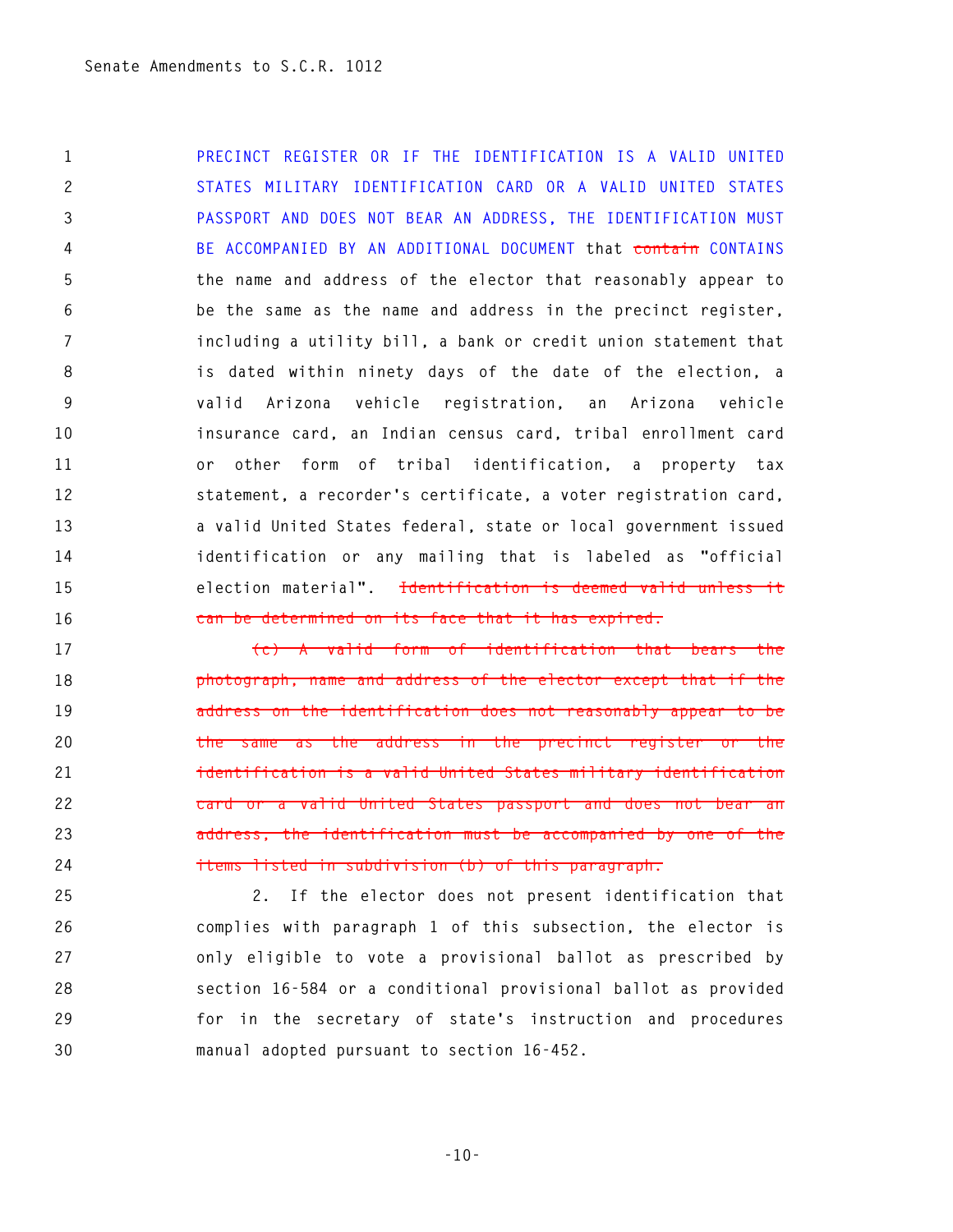PRECINCT REGISTER OR IF THE IDENTIFICATION IS A VALID UNITED STATES MILITARY IDENTIFICATION CARD OR A VALID UNITED STATES PASSPORT AND DOES NOT BEAR AN ADDRESS, THE IDENTIFICATION MUST BE ACCOMPANIED BY AN ADDITIONAL DOCUMENT that ~~contain~~ CONTAINS the name and address of the elector that reasonably appear to be the same as the name and address in the precinct register, including a utility bill, a bank or credit union statement that is dated within ninety days of the date of the election, a valid Arizona vehicle registration, an Arizona vehicle insurance card, an Indian census card, tribal enrollment card or other form of tribal identification, a property tax statement, a recorder's certificate, a voter registration card, a valid United States federal, state or local government issued identification or any mailing that is labeled as "official election material". ~~Identification is deemed valid unless it can be determined on its face that it has expired.~~

~~(c) A valid form of identification that bears the photograph, name and address of the elector except that if the address on the identification does not reasonably appear to be the same as the address in the precinct register or the identification is a valid United States military identification card or a valid United States passport and does not bear an address, the identification must be accompanied by one of the items listed in subdivision (b) of this paragraph.~~

2. If the elector does not present identification that complies with paragraph 1 of this subsection, the elector is only eligible to vote a provisional ballot as prescribed by section 16-584 or a conditional provisional ballot as provided for in the secretary of state's instruction and procedures manual adopted pursuant to section 16-452.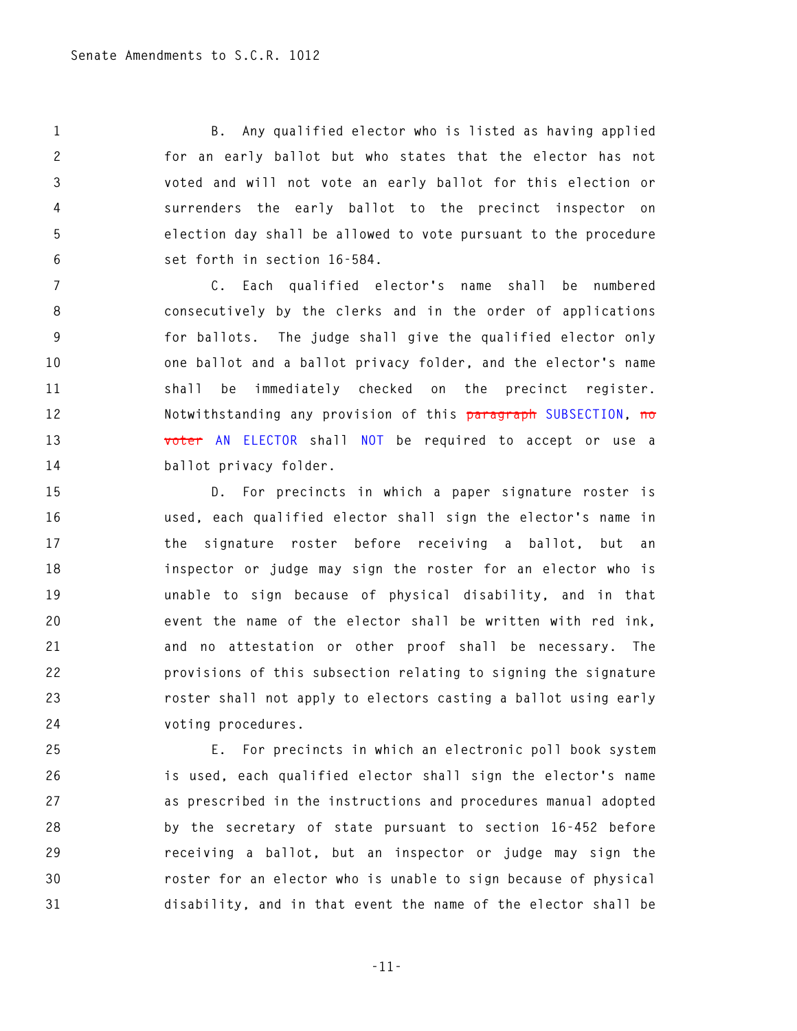B. Any qualified elector who is listed as having applied for an early ballot but who states that the elector has not voted and will not vote an early ballot for this election or surrenders the early ballot to the precinct inspector on election day shall be allowed to vote pursuant to the procedure set forth in section 16-584.

C. Each qualified elector's name shall be numbered consecutively by the clerks and in the order of applications for ballots. The judge shall give the qualified elector only one ballot and a ballot privacy folder, and the elector's name shall be immediately checked on the precinct register. Notwithstanding any provision of this ~~paragraph~~ SUBSECTION, ~~no voter~~ AN ELECTOR shall NOT be required to accept or use a ballot privacy folder.

D. For precincts in which a paper signature roster is used, each qualified elector shall sign the elector's name in the signature roster before receiving a ballot, but an inspector or judge may sign the roster for an elector who is unable to sign because of physical disability, and in that event the name of the elector shall be written with red ink, and no attestation or other proof shall be necessary. The provisions of this subsection relating to signing the signature roster shall not apply to electors casting a ballot using early voting procedures.

E. For precincts in which an electronic poll book system is used, each qualified elector shall sign the elector's name as prescribed in the instructions and procedures manual adopted by the secretary of state pursuant to section 16-452 before receiving a ballot, but an inspector or judge may sign the roster for an elector who is unable to sign because of physical disability, and in that event the name of the elector shall be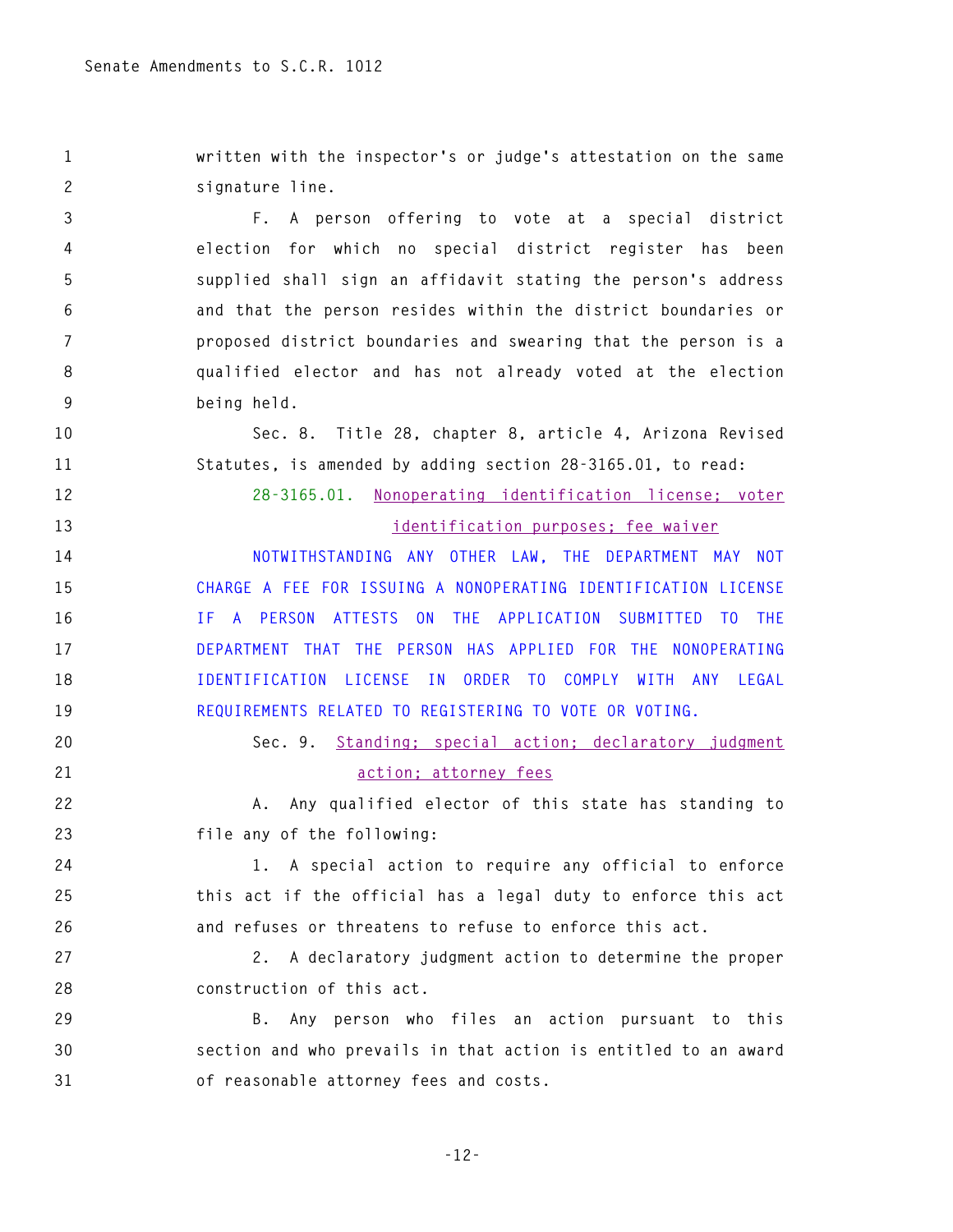written with the inspector's or judge's attestation on the same signature line.

F. A person offering to vote at a special district election for which no special district register has been supplied shall sign an affidavit stating the person's address and that the person resides within the district boundaries or proposed district boundaries and swearing that the person is a qualified elector and has not already voted at the election being held.

Sec. 8. Title 28, chapter 8, article 4, Arizona Revised Statutes, is amended by adding section 28-3165.01, to read:

28-3165.01. Nonoperating identification license; voter identification purposes; fee waiver

NOTWITHSTANDING ANY OTHER LAW, THE DEPARTMENT MAY NOT CHARGE A FEE FOR ISSUING A NONOPERATING IDENTIFICATION LICENSE IF A PERSON ATTESTS ON THE APPLICATION SUBMITTED TO THE DEPARTMENT THAT THE PERSON HAS APPLIED FOR THE NONOPERATING IDENTIFICATION LICENSE IN ORDER TO COMPLY WITH ANY LEGAL REQUIREMENTS RELATED TO REGISTERING TO VOTE OR VOTING.

Sec. 9. Standing; special action; declaratory judgment action; attorney fees

A. Any qualified elector of this state has standing to file any of the following:

1. A special action to require any official to enforce this act if the official has a legal duty to enforce this act and refuses or threatens to refuse to enforce this act.

2. A declaratory judgment action to determine the proper construction of this act.

B. Any person who files an action pursuant to this section and who prevails in that action is entitled to an award of reasonable attorney fees and costs.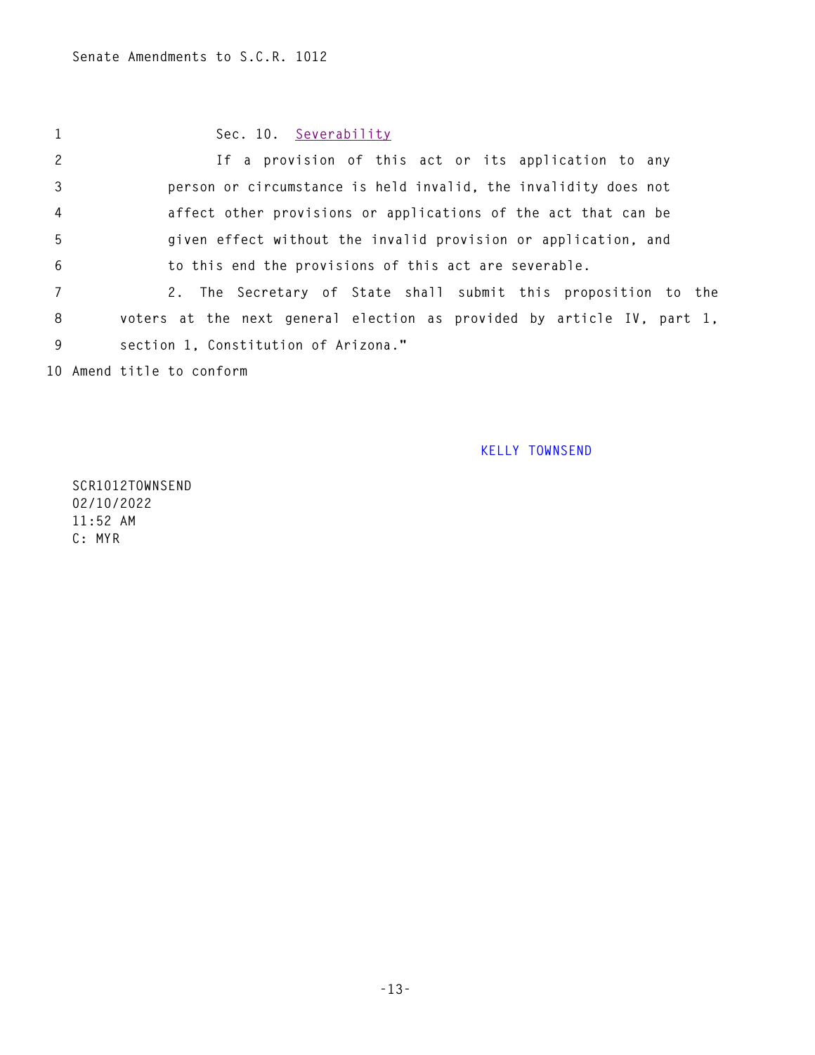Senate Amendments to S.C.R. 1012

1 Sec. 10. Severability

2 If a provision of this act or its application to any
3 person or circumstance is held invalid, the invalidity does not
4 affect other provisions or applications of the act that can be
5 given effect without the invalid provision or application, and
6 to this end the provisions of this act are severable.

7 2. The Secretary of State shall submit this proposition to the
8 voters at the next general election as provided by article IV, part 1,
9 section 1, Constitution of Arizona."

10 Amend title to conform

KELLY TOWNSEND

SCR1012TOWNSEND
02/10/2022
11:52 AM
C: MYR